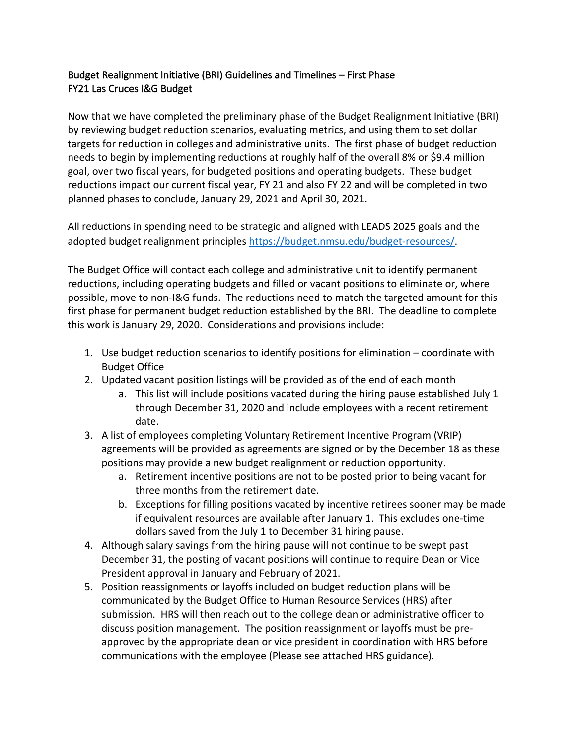## Budget Realignment Initiative (BRI) Guidelines and Timelines – First Phase
## FY21 Las Cruces I&G Budget

Now that we have completed the preliminary phase of the Budget Realignment Initiative (BRI) by reviewing budget reduction scenarios, evaluating metrics, and using them to set dollar targets for reduction in colleges and administrative units. The first phase of budget reduction needs to begin by implementing reductions at roughly half of the overall 8% or $9.4 million goal, over two fiscal years, for budgeted positions and operating budgets. These budget reductions impact our current fiscal year, FY 21 and also FY 22 and will be completed in two planned phases to conclude, January 29, 2021 and April 30, 2021.

All reductions in spending need to be strategic and aligned with LEADS 2025 goals and the adopted budget realignment principles [https://budget.nmsu.edu/budget-resources/](https://budget.nmsu.edu/budget-resources/).

The Budget Office will contact each college and administrative unit to identify permanent reductions, including operating budgets and filled or vacant positions to eliminate or, where possible, move to non-I&G funds. The reductions need to match the targeted amount for this first phase for permanent budget reduction established by the BRI. The deadline to complete this work is January 29, 2020. Considerations and provisions include:

1. Use budget reduction scenarios to identify positions for elimination – coordinate with Budget Office
2. Updated vacant position listings will be provided as of the end of each month
    a. This list will include positions vacated during the hiring pause established July 1 through December 31, 2020 and include employees with a recent retirement date.
3. A list of employees completing Voluntary Retirement Incentive Program (VRIP) agreements will be provided as agreements are signed or by the December 18 as these positions may provide a new budget realignment or reduction opportunity.
    a. Retirement incentive positions are not to be posted prior to being vacant for three months from the retirement date.
    b. Exceptions for filling positions vacated by incentive retirees sooner may be made if equivalent resources are available after January 1. This excludes one-time dollars saved from the July 1 to December 31 hiring pause.
4. Although salary savings from the hiring pause will not continue to be swept past December 31, the posting of vacant positions will continue to require Dean or Vice President approval in January and February of 2021.
5. Position reassignments or layoffs included on budget reduction plans will be communicated by the Budget Office to Human Resource Services (HRS) after submission. HRS will then reach out to the college dean or administrative officer to discuss position management. The position reassignment or layoffs must be pre-approved by the appropriate dean or vice president in coordination with HRS before communications with the employee (Please see attached HRS guidance).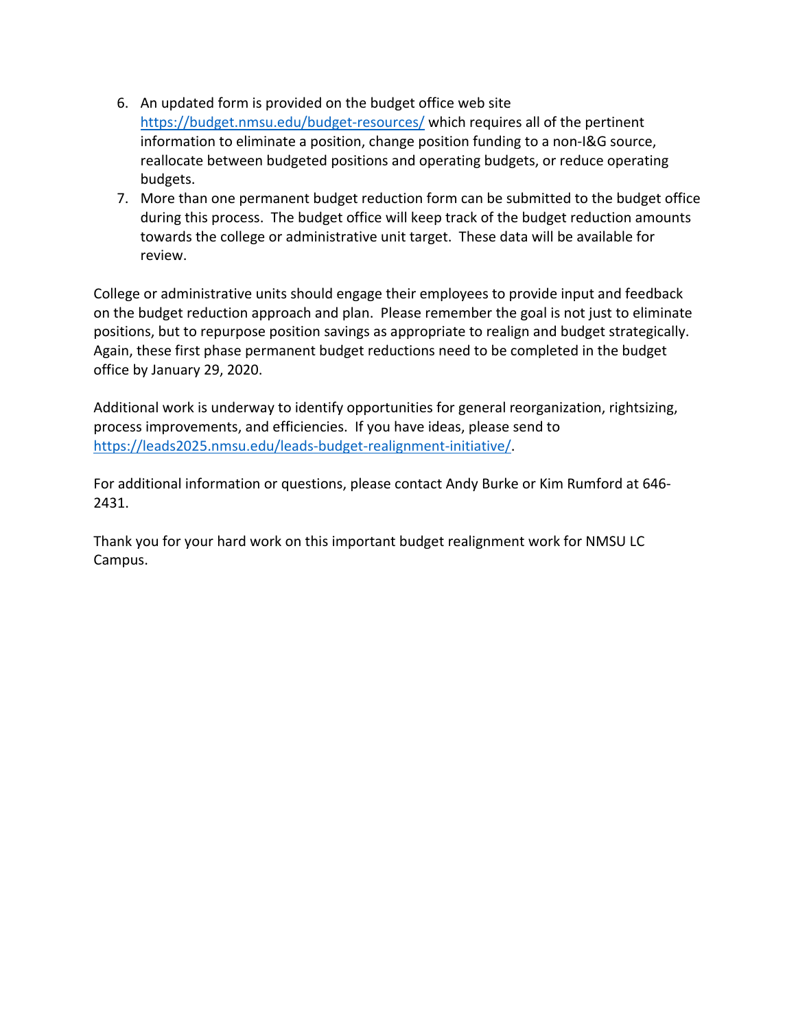6. An updated form is provided on the budget office web site https://budget.nmsu.edu/budget-resources/ which requires all of the pertinent information to eliminate a position, change position funding to a non-I&G source, reallocate between budgeted positions and operating budgets, or reduce operating budgets.
7. More than one permanent budget reduction form can be submitted to the budget office during this process. The budget office will keep track of the budget reduction amounts towards the college or administrative unit target. These data will be available for review.

College or administrative units should engage their employees to provide input and feedback on the budget reduction approach and plan. Please remember the goal is not just to eliminate positions, but to repurpose position savings as appropriate to realign and budget strategically. Again, these first phase permanent budget reductions need to be completed in the budget office by January 29, 2020.

Additional work is underway to identify opportunities for general reorganization, rightsizing, process improvements, and efficiencies. If you have ideas, please send to https://leads2025.nmsu.edu/leads-budget-realignment-initiative/.

For additional information or questions, please contact Andy Burke or Kim Rumford at 646-2431.

Thank you for your hard work on this important budget realignment work for NMSU LC Campus.